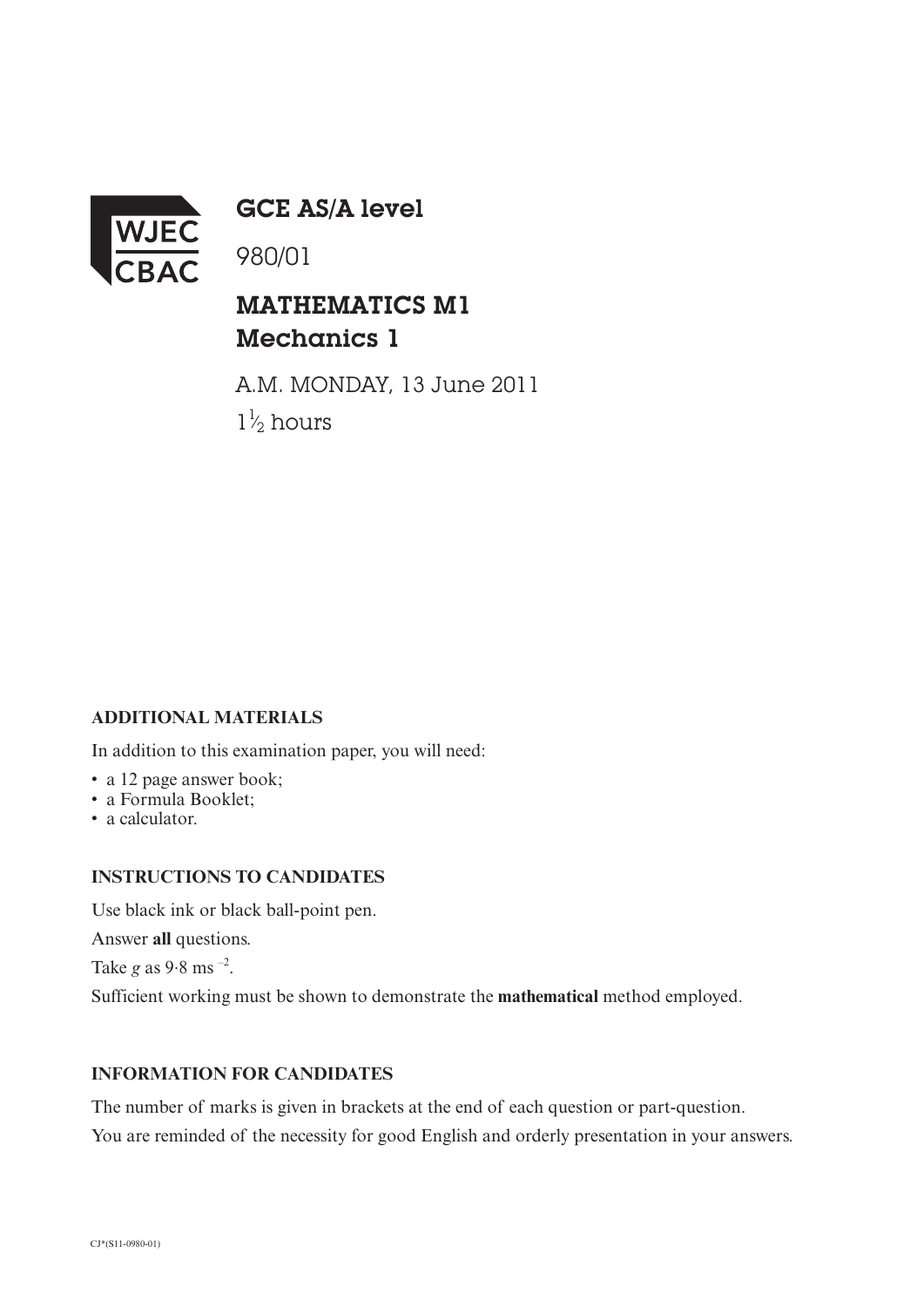WJEC CBAC

# GCE AS/A level

980/01

# MATHEMATICS M1
# Mechanics 1

A.M. MONDAY, 13 June 2011

$1\frac{1}{2}$ hours

**ADDITIONAL MATERIALS**

In addition to this examination paper, you will need:

- a 12 page answer book;
- a Formula Booklet;
- a calculator.

**INSTRUCTIONS TO CANDIDATES**

Use black ink or black ball-point pen.

Answer **all** questions.

Take $g$ as $9{\cdot}8 \text{ ms}^{-2}$.

Sufficient working must be shown to demonstrate the **mathematical** method employed.

**INFORMATION FOR CANDIDATES**

The number of marks is given in brackets at the end of each question or part-question.

You are reminded of the necessity for good English and orderly presentation in your answers.

CJ*(S11-0980-01)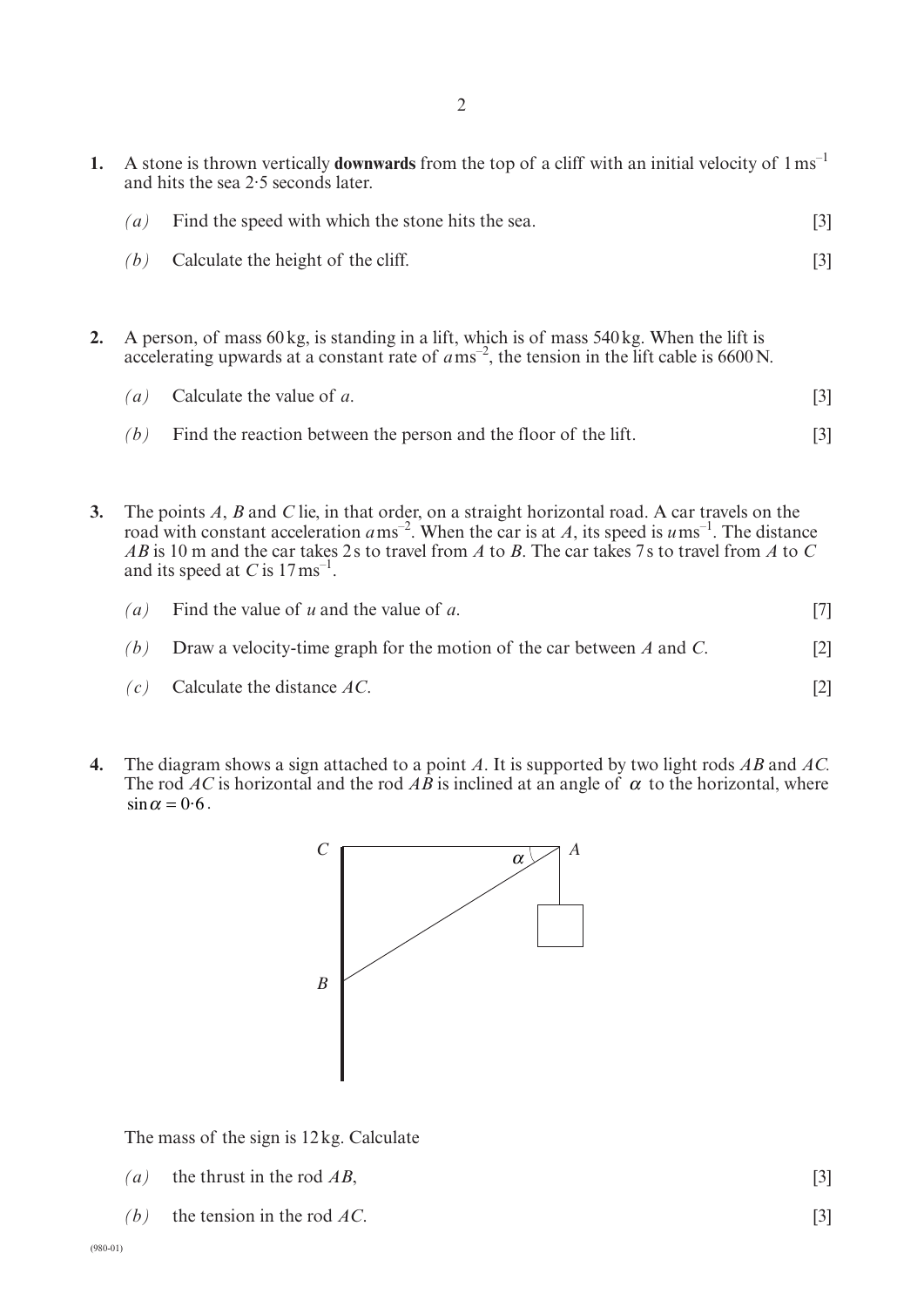1. A stone is thrown vertically **downwards** from the top of a cliff with an initial velocity of $1\,\text{ms}^{-1}$ and hits the sea 2·5 seconds later.

   *(a)* Find the speed with which the stone hits the sea. [3]

   *(b)* Calculate the height of the cliff. [3]

2. A person, of mass 60 kg, is standing in a lift, which is of mass 540 kg. When the lift is accelerating upwards at a constant rate of $a\,\text{ms}^{-2}$, the tension in the lift cable is 6600 N.

   *(a)* Calculate the value of $a$. [3]

   *(b)* Find the reaction between the person and the floor of the lift. [3]

3. The points $A$, $B$ and $C$ lie, in that order, on a straight horizontal road. A car travels on the road with constant acceleration $a\,\text{ms}^{-2}$. When the car is at $A$, its speed is $u\,\text{ms}^{-1}$. The distance $AB$ is 10 m and the car takes 2 s to travel from $A$ to $B$. The car takes 7 s to travel from $A$ to $C$ and its speed at $C$ is $17\,\text{ms}^{-1}$.

   *(a)* Find the value of $u$ and the value of $a$. [7]

   *(b)* Draw a velocity-time graph for the motion of the car between $A$ and $C$. [2]

   *(c)* Calculate the distance $AC$. [2]

4. The diagram shows a sign attached to a point $A$. It is supported by two light rods $AB$ and $AC$. The rod $AC$ is horizontal and the rod $AB$ is inclined at an angle of $\alpha$ to the horizontal, where $\sin\alpha = 0{\cdot}6$.

   The mass of the sign is 12 kg. Calculate

   *(a)* the thrust in the rod $AB$, [3]

   *(b)* the tension in the rod $AC$. [3]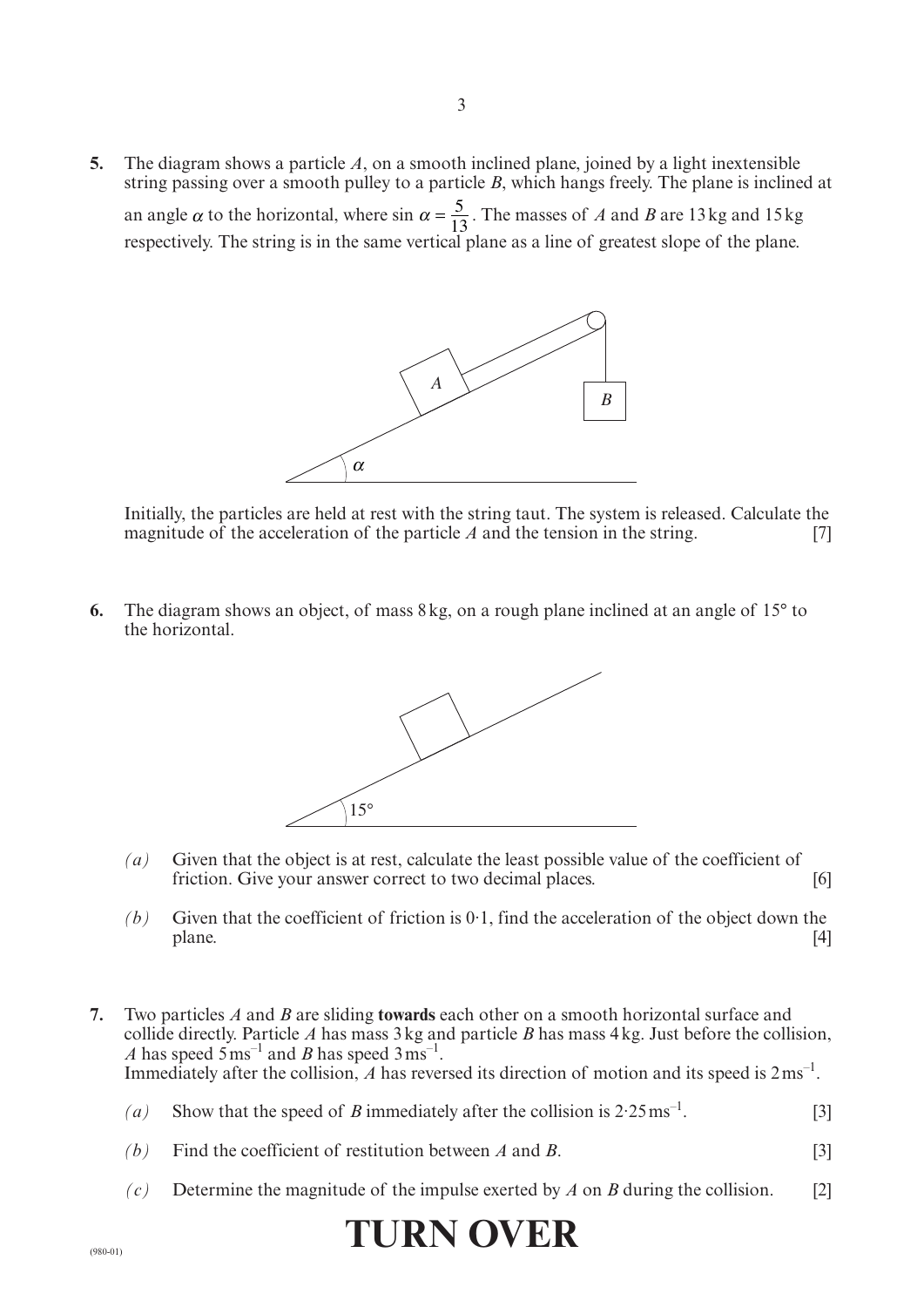**5.** The diagram shows a particle $A$, on a smooth inclined plane, joined by a light inextensible string passing over a smooth pulley to a particle $B$, which hangs freely. The plane is inclined at an angle $\alpha$ to the horizontal, where $\sin \alpha = \frac{5}{13}$. The masses of $A$ and $B$ are 13 kg and 15 kg respectively. The string is in the same vertical plane as a line of greatest slope of the plane.

Initially, the particles are held at rest with the string taut. The system is released. Calculate the magnitude of the acceleration of the particle $A$ and the tension in the string. [7]

**6.** The diagram shows an object, of mass 8 kg, on a rough plane inclined at an angle of 15° to the horizontal.

*(a)* Given that the object is at rest, calculate the least possible value of the coefficient of friction. Give your answer correct to two decimal places. [6]

*(b)* Given that the coefficient of friction is 0·1, find the acceleration of the object down the plane. [4]

**7.** Two particles $A$ and $B$ are sliding **towards** each other on a smooth horizontal surface and collide directly. Particle $A$ has mass 3 kg and particle $B$ has mass 4 kg. Just before the collision, $A$ has speed $5\,\text{ms}^{-1}$ and $B$ has speed $3\,\text{ms}^{-1}$.
Immediately after the collision, $A$ has reversed its direction of motion and its speed is $2\,\text{ms}^{-1}$.

*(a)* Show that the speed of $B$ immediately after the collision is $2{\cdot}25\,\text{ms}^{-1}$. [3]

*(b)* Find the coefficient of restitution between $A$ and $B$. [3]

*(c)* Determine the magnitude of the impulse exerted by $A$ on $B$ during the collision. [2]

# TURN OVER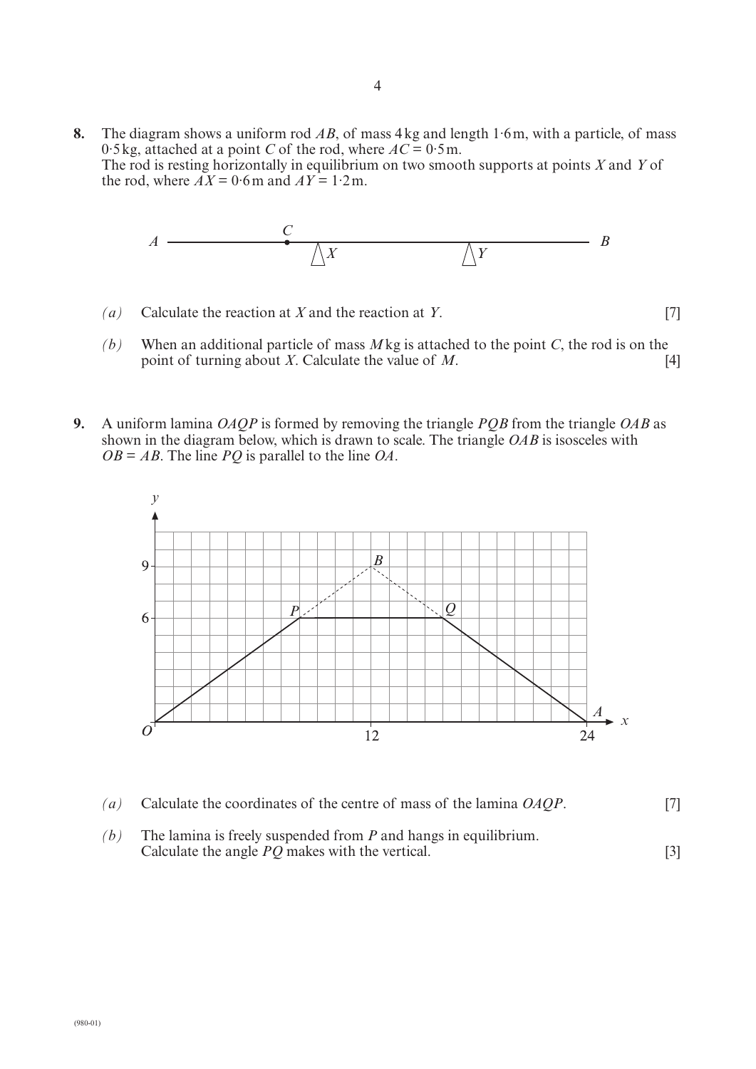**8.** The diagram shows a uniform rod $AB$, of mass 4 kg and length 1·6 m, with a particle, of mass 0·5 kg, attached at a point $C$ of the rod, where $AC = 0{\cdot}5$ m.
The rod is resting horizontally in equilibrium on two smooth supports at points $X$ and $Y$ of the rod, where $AX = 0{\cdot}6$ m and $AY = 1{\cdot}2$ m.

A
C
X
Y
B

*(a)* Calculate the reaction at $X$ and the reaction at $Y$. [7]

*(b)* When an additional particle of mass $M$ kg is attached to the point $C$, the rod is on the point of turning about $X$. Calculate the value of $M$. [4]

**9.** A uniform lamina $OAQP$ is formed by removing the triangle $PQB$ from the triangle $OAB$ as shown in the diagram below, which is drawn to scale. The triangle $OAB$ is isosceles with $OB = AB$. The line $PQ$ is parallel to the line $OA$.

y
9
6
B
P
Q
A
x
O
12
24

*(a)* Calculate the coordinates of the centre of mass of the lamina $OAQP$. [7]

*(b)* The lamina is freely suspended from $P$ and hangs in equilibrium.
Calculate the angle $PQ$ makes with the vertical. [3]